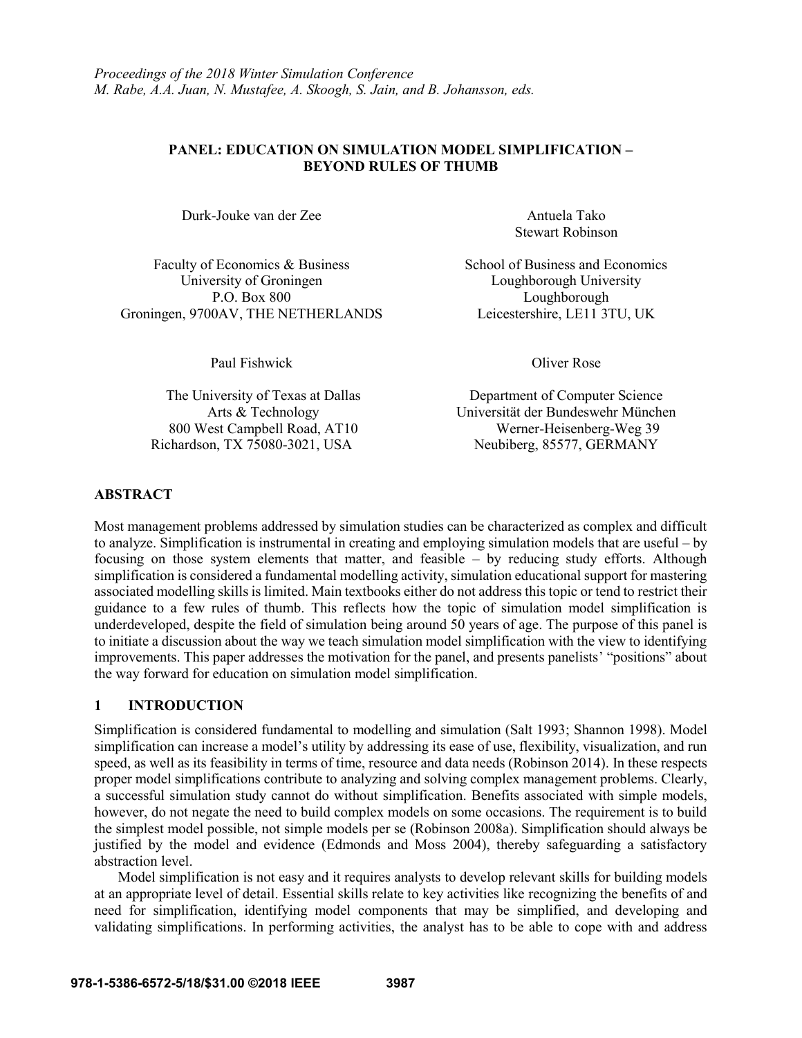*Proceedings of the 2018 Winter Simulation Conference*
*M. Rabe, A.A. Juan, N. Mustafee, A. Skoogh, S. Jain, and B. Johansson, eds.*

# PANEL: EDUCATION ON SIMULATION MODEL SIMPLIFICATION – BEYOND RULES OF THUMB

Durk-Jouke van der Zee

Faculty of Economics & Business
University of Groningen
P.O. Box 800
Groningen, 9700AV, THE NETHERLANDS

Antuela Tako
Stewart Robinson

School of Business and Economics
Loughborough University
Loughborough
Leicestershire, LE11 3TU, UK

Paul Fishwick

The University of Texas at Dallas
Arts & Technology
800 West Campbell Road, AT10
Richardson, TX 75080-3021, USA

Oliver Rose

Department of Computer Science
Universität der Bundeswehr München
Werner-Heisenberg-Weg 39
Neubiberg, 85577, GERMANY

## ABSTRACT

Most management problems addressed by simulation studies can be characterized as complex and difficult to analyze. Simplification is instrumental in creating and employing simulation models that are useful – by focusing on those system elements that matter, and feasible – by reducing study efforts. Although simplification is considered a fundamental modelling activity, simulation educational support for mastering associated modelling skills is limited. Main textbooks either do not address this topic or tend to restrict their guidance to a few rules of thumb. This reflects how the topic of simulation model simplification is underdeveloped, despite the field of simulation being around 50 years of age. The purpose of this panel is to initiate a discussion about the way we teach simulation model simplification with the view to identifying improvements. This paper addresses the motivation for the panel, and presents panelists' "positions" about the way forward for education on simulation model simplification.

## 1 INTRODUCTION

Simplification is considered fundamental to modelling and simulation (Salt 1993; Shannon 1998). Model simplification can increase a model's utility by addressing its ease of use, flexibility, visualization, and run speed, as well as its feasibility in terms of time, resource and data needs (Robinson 2014). In these respects proper model simplifications contribute to analyzing and solving complex management problems. Clearly, a successful simulation study cannot do without simplification. Benefits associated with simple models, however, do not negate the need to build complex models on some occasions. The requirement is to build the simplest model possible, not simple models per se (Robinson 2008a). Simplification should always be justified by the model and evidence (Edmonds and Moss 2004), thereby safeguarding a satisfactory abstraction level.

Model simplification is not easy and it requires analysts to develop relevant skills for building models at an appropriate level of detail. Essential skills relate to key activities like recognizing the benefits of and need for simplification, identifying model components that may be simplified, and developing and validating simplifications. In performing activities, the analyst has to be able to cope with and address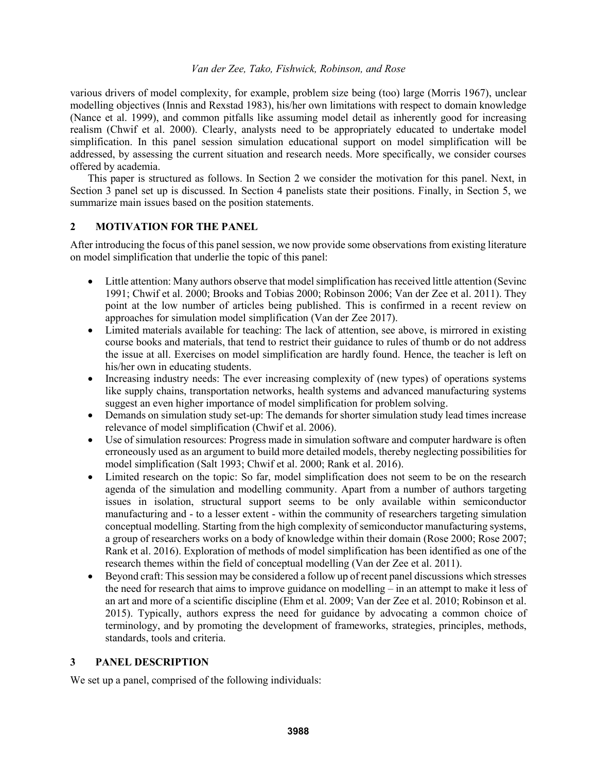various drivers of model complexity, for example, problem size being (too) large (Morris 1967), unclear modelling objectives (Innis and Rexstad 1983), his/her own limitations with respect to domain knowledge (Nance et al. 1999), and common pitfalls like assuming model detail as inherently good for increasing realism (Chwif et al. 2000). Clearly, analysts need to be appropriately educated to undertake model simplification. In this panel session simulation educational support on model simplification will be addressed, by assessing the current situation and research needs. More specifically, we consider courses offered by academia.

This paper is structured as follows. In Section 2 we consider the motivation for this panel. Next, in Section 3 panel set up is discussed. In Section 4 panelists state their positions. Finally, in Section 5, we summarize main issues based on the position statements.

## 2 MOTIVATION FOR THE PANEL

After introducing the focus of this panel session, we now provide some observations from existing literature on model simplification that underlie the topic of this panel:

- Little attention: Many authors observe that model simplification has received little attention (Sevinc 1991; Chwif et al. 2000; Brooks and Tobias 2000; Robinson 2006; Van der Zee et al. 2011). They point at the low number of articles being published. This is confirmed in a recent review on approaches for simulation model simplification (Van der Zee 2017).
- Limited materials available for teaching: The lack of attention, see above, is mirrored in existing course books and materials, that tend to restrict their guidance to rules of thumb or do not address the issue at all. Exercises on model simplification are hardly found. Hence, the teacher is left on his/her own in educating students.
- Increasing industry needs: The ever increasing complexity of (new types) of operations systems like supply chains, transportation networks, health systems and advanced manufacturing systems suggest an even higher importance of model simplification for problem solving.
- Demands on simulation study set-up: The demands for shorter simulation study lead times increase relevance of model simplification (Chwif et al. 2006).
- Use of simulation resources: Progress made in simulation software and computer hardware is often erroneously used as an argument to build more detailed models, thereby neglecting possibilities for model simplification (Salt 1993; Chwif et al. 2000; Rank et al. 2016).
- Limited research on the topic: So far, model simplification does not seem to be on the research agenda of the simulation and modelling community. Apart from a number of authors targeting issues in isolation, structural support seems to be only available within semiconductor manufacturing and - to a lesser extent - within the community of researchers targeting simulation conceptual modelling. Starting from the high complexity of semiconductor manufacturing systems, a group of researchers works on a body of knowledge within their domain (Rose 2000; Rose 2007; Rank et al. 2016). Exploration of methods of model simplification has been identified as one of the research themes within the field of conceptual modelling (Van der Zee et al. 2011).
- Beyond craft: This session may be considered a follow up of recent panel discussions which stresses the need for research that aims to improve guidance on modelling – in an attempt to make it less of an art and more of a scientific discipline (Ehm et al. 2009; Van der Zee et al. 2010; Robinson et al. 2015). Typically, authors express the need for guidance by advocating a common choice of terminology, and by promoting the development of frameworks, strategies, principles, methods, standards, tools and criteria.

## 3 PANEL DESCRIPTION

We set up a panel, comprised of the following individuals: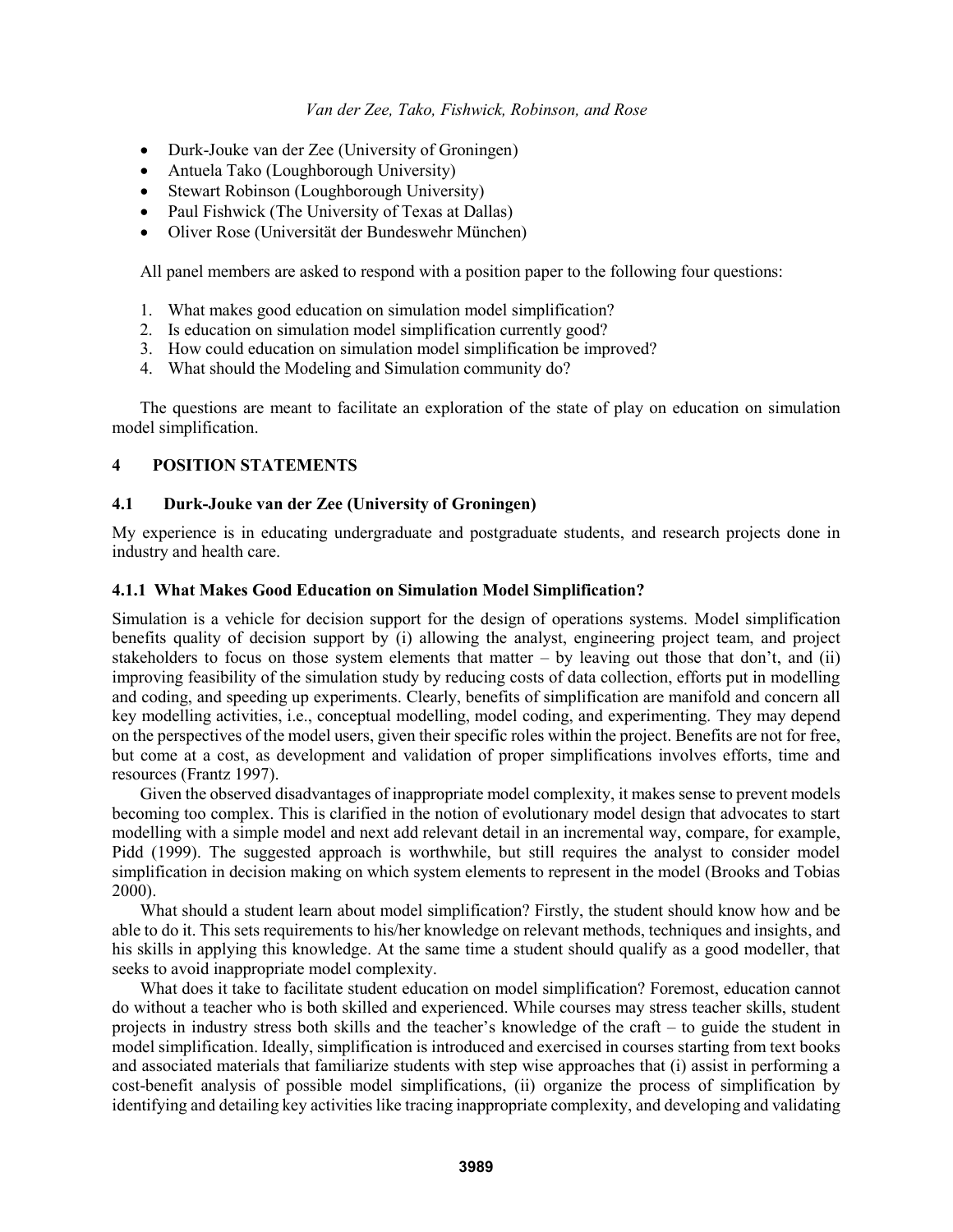- Durk-Jouke van der Zee (University of Groningen)
- Antuela Tako (Loughborough University)
- Stewart Robinson (Loughborough University)
- Paul Fishwick (The University of Texas at Dallas)
- Oliver Rose (Universität der Bundeswehr München)

All panel members are asked to respond with a position paper to the following four questions:

1. What makes good education on simulation model simplification?
2. Is education on simulation model simplification currently good?
3. How could education on simulation model simplification be improved?
4. What should the Modeling and Simulation community do?

The questions are meant to facilitate an exploration of the state of play on education on simulation model simplification.

## 4 POSITION STATEMENTS

### 4.1 Durk-Jouke van der Zee (University of Groningen)

My experience is in educating undergraduate and postgraduate students, and research projects done in industry and health care.

#### 4.1.1 What Makes Good Education on Simulation Model Simplification?

Simulation is a vehicle for decision support for the design of operations systems. Model simplification benefits quality of decision support by (i) allowing the analyst, engineering project team, and project stakeholders to focus on those system elements that matter – by leaving out those that don't, and (ii) improving feasibility of the simulation study by reducing costs of data collection, efforts put in modelling and coding, and speeding up experiments. Clearly, benefits of simplification are manifold and concern all key modelling activities, i.e., conceptual modelling, model coding, and experimenting. They may depend on the perspectives of the model users, given their specific roles within the project. Benefits are not for free, but come at a cost, as development and validation of proper simplifications involves efforts, time and resources (Frantz 1997).

Given the observed disadvantages of inappropriate model complexity, it makes sense to prevent models becoming too complex. This is clarified in the notion of evolutionary model design that advocates to start modelling with a simple model and next add relevant detail in an incremental way, compare, for example, Pidd (1999). The suggested approach is worthwhile, but still requires the analyst to consider model simplification in decision making on which system elements to represent in the model (Brooks and Tobias 2000).

What should a student learn about model simplification? Firstly, the student should know how and be able to do it. This sets requirements to his/her knowledge on relevant methods, techniques and insights, and his skills in applying this knowledge. At the same time a student should qualify as a good modeller, that seeks to avoid inappropriate model complexity.

What does it take to facilitate student education on model simplification? Foremost, education cannot do without a teacher who is both skilled and experienced. While courses may stress teacher skills, student projects in industry stress both skills and the teacher's knowledge of the craft – to guide the student in model simplification. Ideally, simplification is introduced and exercised in courses starting from text books and associated materials that familiarize students with step wise approaches that (i) assist in performing a cost-benefit analysis of possible model simplifications, (ii) organize the process of simplification by identifying and detailing key activities like tracing inappropriate complexity, and developing and validating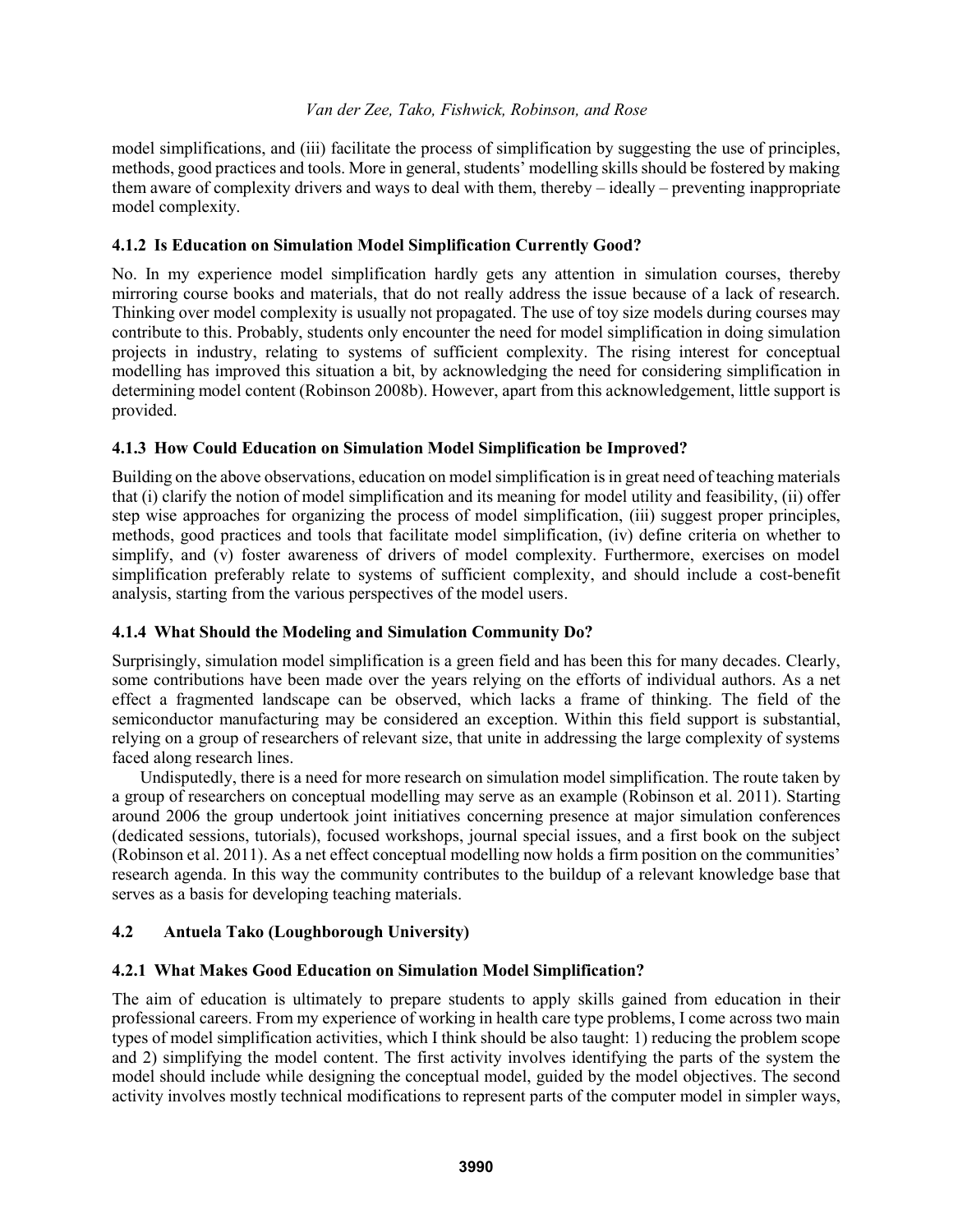model simplifications, and (iii) facilitate the process of simplification by suggesting the use of principles, methods, good practices and tools. More in general, students' modelling skills should be fostered by making them aware of complexity drivers and ways to deal with them, thereby – ideally – preventing inappropriate model complexity.

### 4.1.2 Is Education on Simulation Model Simplification Currently Good?

No. In my experience model simplification hardly gets any attention in simulation courses, thereby mirroring course books and materials, that do not really address the issue because of a lack of research. Thinking over model complexity is usually not propagated. The use of toy size models during courses may contribute to this. Probably, students only encounter the need for model simplification in doing simulation projects in industry, relating to systems of sufficient complexity. The rising interest for conceptual modelling has improved this situation a bit, by acknowledging the need for considering simplification in determining model content (Robinson 2008b). However, apart from this acknowledgement, little support is provided.

### 4.1.3 How Could Education on Simulation Model Simplification be Improved?

Building on the above observations, education on model simplification is in great need of teaching materials that (i) clarify the notion of model simplification and its meaning for model utility and feasibility, (ii) offer step wise approaches for organizing the process of model simplification, (iii) suggest proper principles, methods, good practices and tools that facilitate model simplification, (iv) define criteria on whether to simplify, and (v) foster awareness of drivers of model complexity. Furthermore, exercises on model simplification preferably relate to systems of sufficient complexity, and should include a cost-benefit analysis, starting from the various perspectives of the model users.

### 4.1.4 What Should the Modeling and Simulation Community Do?

Surprisingly, simulation model simplification is a green field and has been this for many decades. Clearly, some contributions have been made over the years relying on the efforts of individual authors. As a net effect a fragmented landscape can be observed, which lacks a frame of thinking. The field of the semiconductor manufacturing may be considered an exception. Within this field support is substantial, relying on a group of researchers of relevant size, that unite in addressing the large complexity of systems faced along research lines.

Undisputedly, there is a need for more research on simulation model simplification. The route taken by a group of researchers on conceptual modelling may serve as an example (Robinson et al. 2011). Starting around 2006 the group undertook joint initiatives concerning presence at major simulation conferences (dedicated sessions, tutorials), focused workshops, journal special issues, and a first book on the subject (Robinson et al. 2011). As a net effect conceptual modelling now holds a firm position on the communities' research agenda. In this way the community contributes to the buildup of a relevant knowledge base that serves as a basis for developing teaching materials.

## 4.2 Antuela Tako (Loughborough University)

### 4.2.1 What Makes Good Education on Simulation Model Simplification?

The aim of education is ultimately to prepare students to apply skills gained from education in their professional careers. From my experience of working in health care type problems, I come across two main types of model simplification activities, which I think should be also taught: 1) reducing the problem scope and 2) simplifying the model content. The first activity involves identifying the parts of the system the model should include while designing the conceptual model, guided by the model objectives. The second activity involves mostly technical modifications to represent parts of the computer model in simpler ways,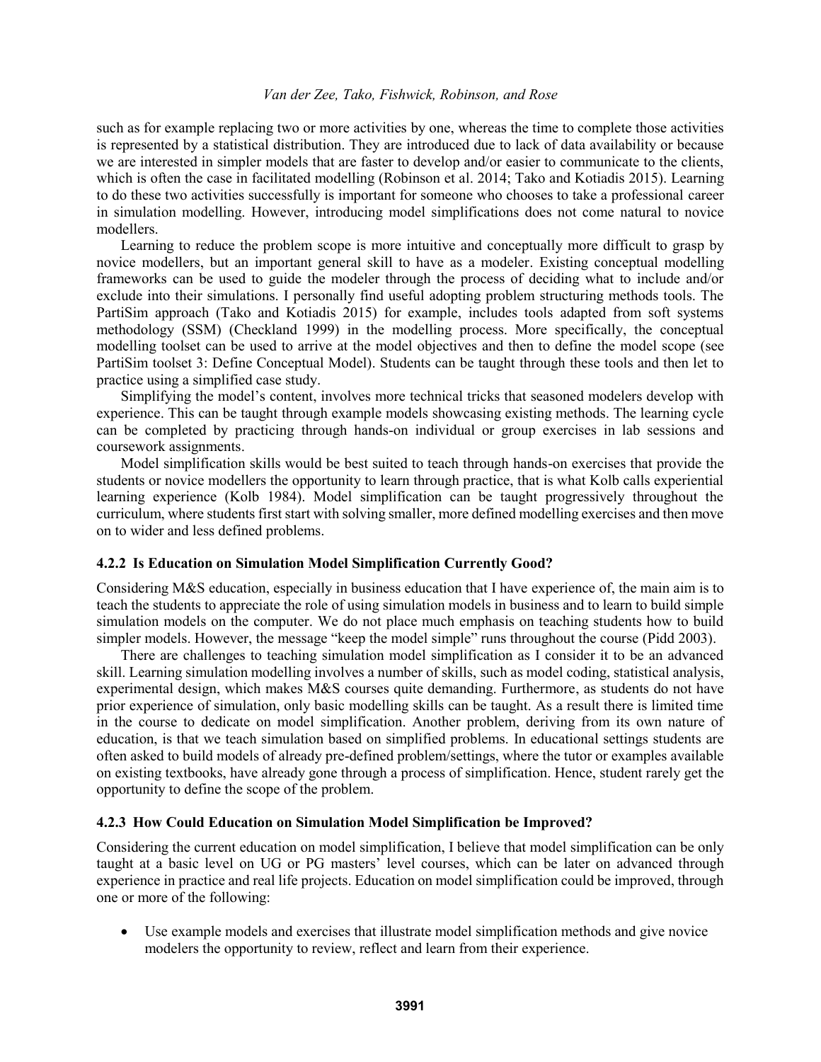such as for example replacing two or more activities by one, whereas the time to complete those activities is represented by a statistical distribution. They are introduced due to lack of data availability or because we are interested in simpler models that are faster to develop and/or easier to communicate to the clients, which is often the case in facilitated modelling (Robinson et al. 2014; Tako and Kotiadis 2015). Learning to do these two activities successfully is important for someone who chooses to take a professional career in simulation modelling. However, introducing model simplifications does not come natural to novice modellers.

Learning to reduce the problem scope is more intuitive and conceptually more difficult to grasp by novice modellers, but an important general skill to have as a modeler. Existing conceptual modelling frameworks can be used to guide the modeler through the process of deciding what to include and/or exclude into their simulations. I personally find useful adopting problem structuring methods tools. The PartiSim approach (Tako and Kotiadis 2015) for example, includes tools adapted from soft systems methodology (SSM) (Checkland 1999) in the modelling process. More specifically, the conceptual modelling toolset can be used to arrive at the model objectives and then to define the model scope (see PartiSim toolset 3: Define Conceptual Model). Students can be taught through these tools and then let to practice using a simplified case study.

Simplifying the model's content, involves more technical tricks that seasoned modelers develop with experience. This can be taught through example models showcasing existing methods. The learning cycle can be completed by practicing through hands-on individual or group exercises in lab sessions and coursework assignments.

Model simplification skills would be best suited to teach through hands-on exercises that provide the students or novice modellers the opportunity to learn through practice, that is what Kolb calls experiential learning experience (Kolb 1984). Model simplification can be taught progressively throughout the curriculum, where students first start with solving smaller, more defined modelling exercises and then move on to wider and less defined problems.

### 4.2.2 Is Education on Simulation Model Simplification Currently Good?

Considering M&S education, especially in business education that I have experience of, the main aim is to teach the students to appreciate the role of using simulation models in business and to learn to build simple simulation models on the computer. We do not place much emphasis on teaching students how to build simpler models. However, the message "keep the model simple" runs throughout the course (Pidd 2003).

There are challenges to teaching simulation model simplification as I consider it to be an advanced skill. Learning simulation modelling involves a number of skills, such as model coding, statistical analysis, experimental design, which makes M&S courses quite demanding. Furthermore, as students do not have prior experience of simulation, only basic modelling skills can be taught. As a result there is limited time in the course to dedicate on model simplification. Another problem, deriving from its own nature of education, is that we teach simulation based on simplified problems. In educational settings students are often asked to build models of already pre-defined problem/settings, where the tutor or examples available on existing textbooks, have already gone through a process of simplification. Hence, student rarely get the opportunity to define the scope of the problem.

### 4.2.3 How Could Education on Simulation Model Simplification be Improved?

Considering the current education on model simplification, I believe that model simplification can be only taught at a basic level on UG or PG masters' level courses, which can be later on advanced through experience in practice and real life projects. Education on model simplification could be improved, through one or more of the following:

- Use example models and exercises that illustrate model simplification methods and give novice modelers the opportunity to review, reflect and learn from their experience.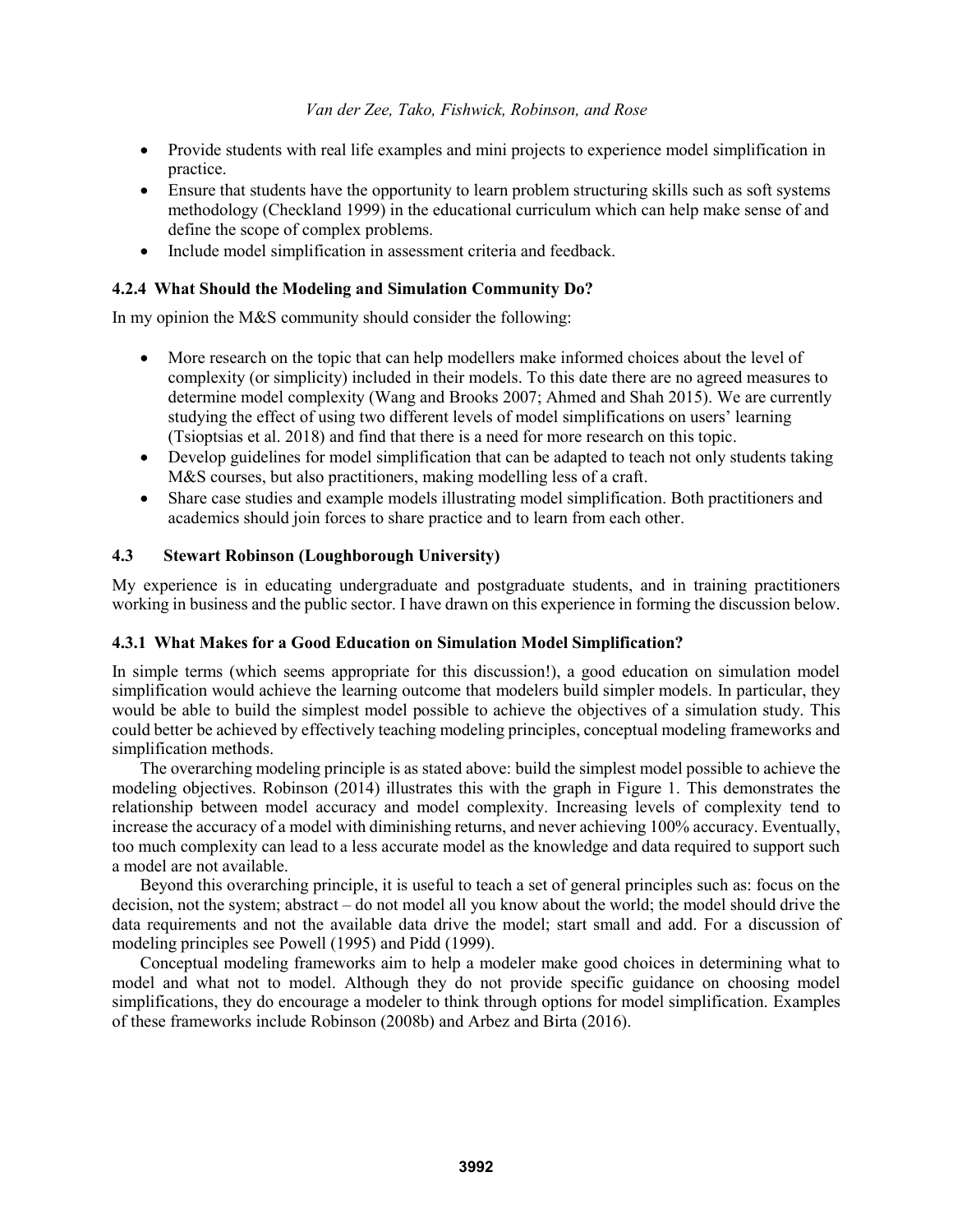- Provide students with real life examples and mini projects to experience model simplification in practice.
- Ensure that students have the opportunity to learn problem structuring skills such as soft systems methodology (Checkland 1999) in the educational curriculum which can help make sense of and define the scope of complex problems.
- Include model simplification in assessment criteria and feedback.

### 4.2.4 What Should the Modeling and Simulation Community Do?

In my opinion the M&S community should consider the following:

- More research on the topic that can help modellers make informed choices about the level of complexity (or simplicity) included in their models. To this date there are no agreed measures to determine model complexity (Wang and Brooks 2007; Ahmed and Shah 2015). We are currently studying the effect of using two different levels of model simplifications on users' learning (Tsioptsias et al. 2018) and find that there is a need for more research on this topic.
- Develop guidelines for model simplification that can be adapted to teach not only students taking M&S courses, but also practitioners, making modelling less of a craft.
- Share case studies and example models illustrating model simplification. Both practitioners and academics should join forces to share practice and to learn from each other.

## 4.3 Stewart Robinson (Loughborough University)

My experience is in educating undergraduate and postgraduate students, and in training practitioners working in business and the public sector. I have drawn on this experience in forming the discussion below.

### 4.3.1 What Makes for a Good Education on Simulation Model Simplification?

In simple terms (which seems appropriate for this discussion!), a good education on simulation model simplification would achieve the learning outcome that modelers build simpler models. In particular, they would be able to build the simplest model possible to achieve the objectives of a simulation study. This could better be achieved by effectively teaching modeling principles, conceptual modeling frameworks and simplification methods.

The overarching modeling principle is as stated above: build the simplest model possible to achieve the modeling objectives. Robinson (2014) illustrates this with the graph in Figure 1. This demonstrates the relationship between model accuracy and model complexity. Increasing levels of complexity tend to increase the accuracy of a model with diminishing returns, and never achieving 100% accuracy. Eventually, too much complexity can lead to a less accurate model as the knowledge and data required to support such a model are not available.

Beyond this overarching principle, it is useful to teach a set of general principles such as: focus on the decision, not the system; abstract – do not model all you know about the world; the model should drive the data requirements and not the available data drive the model; start small and add. For a discussion of modeling principles see Powell (1995) and Pidd (1999).

Conceptual modeling frameworks aim to help a modeler make good choices in determining what to model and what not to model. Although they do not provide specific guidance on choosing model simplifications, they do encourage a modeler to think through options for model simplification. Examples of these frameworks include Robinson (2008b) and Arbez and Birta (2016).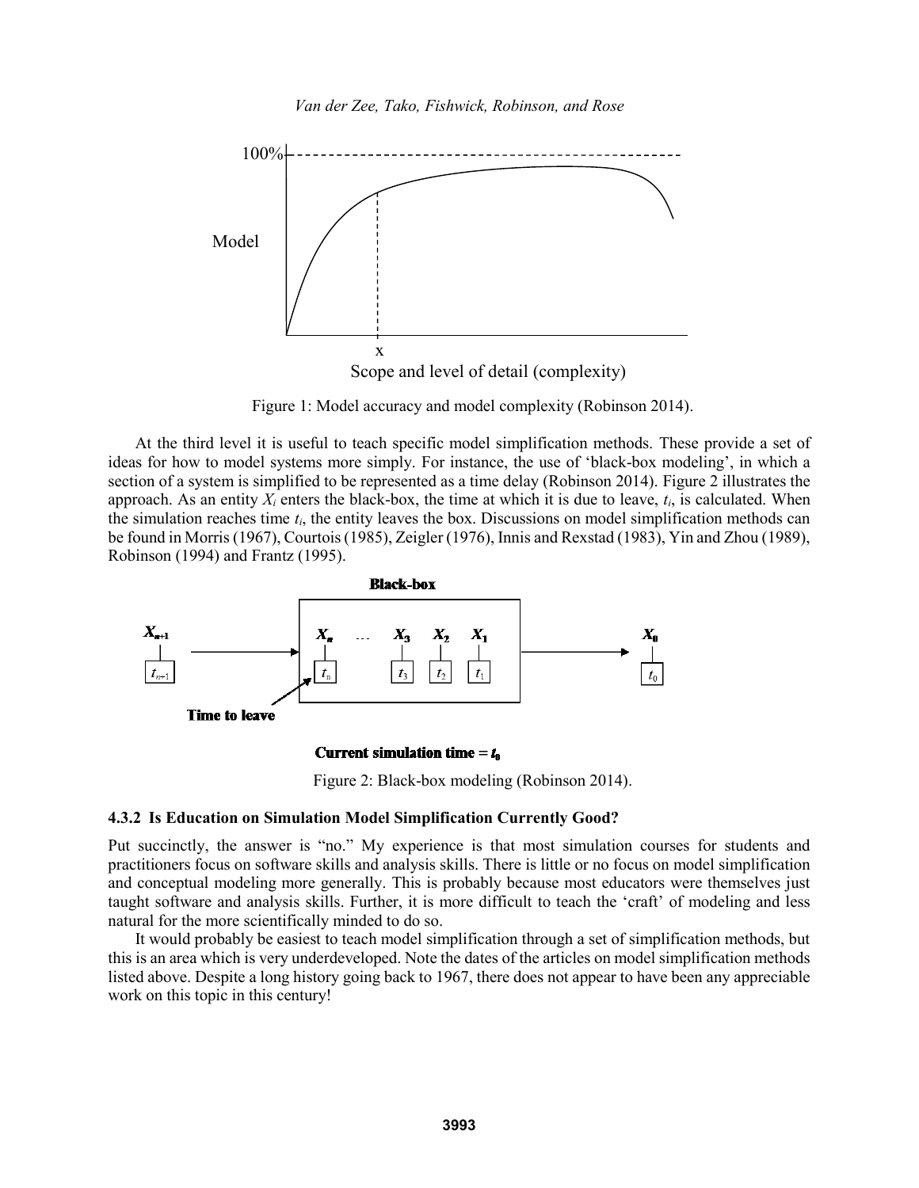Figure 1: Model accuracy and model complexity (Robinson 2014).

At the third level it is useful to teach specific model simplification methods. These provide a set of ideas for how to model systems more simply. For instance, the use of 'black-box modeling', in which a section of a system is simplified to be represented as a time delay (Robinson 2014). Figure 2 illustrates the approach. As an entity $X_i$ enters the black-box, the time at which it is due to leave, $t_i$, is calculated. When the simulation reaches time $t_i$, the entity leaves the box. Discussions on model simplification methods can be found in Morris (1967), Courtois (1985), Zeigler (1976), Innis and Rexstad (1983), Yin and Zhou (1989), Robinson (1994) and Frantz (1995).

Figure 2: Black-box modeling (Robinson 2014).

#### 4.3.2 Is Education on Simulation Model Simplification Currently Good?

Put succinctly, the answer is "no." My experience is that most simulation courses for students and practitioners focus on software skills and analysis skills. There is little or no focus on model simplification and conceptual modeling more generally. This is probably because most educators were themselves just taught software and analysis skills. Further, it is more difficult to teach the 'craft' of modeling and less natural for the more scientifically minded to do so.

It would probably be easiest to teach model simplification through a set of simplification methods, but this is an area which is very underdeveloped. Note the dates of the articles on model simplification methods listed above. Despite a long history going back to 1967, there does not appear to have been any appreciable work on this topic in this century!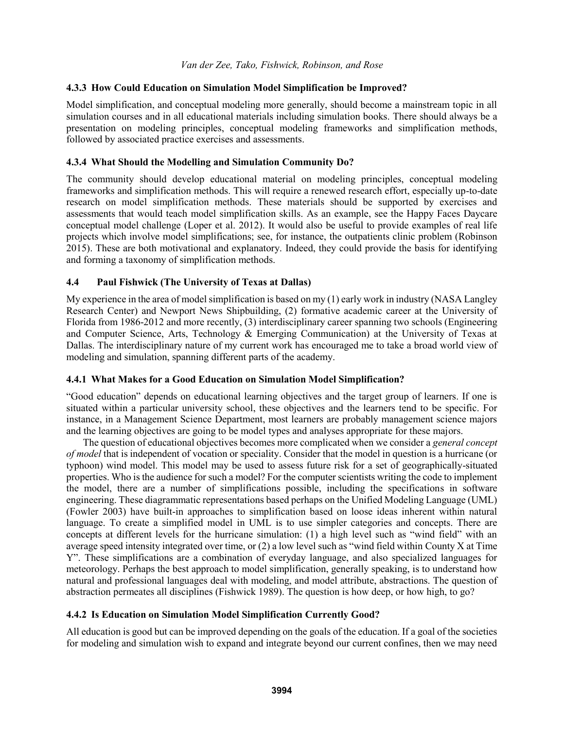### 4.3.3 How Could Education on Simulation Model Simplification be Improved?

Model simplification, and conceptual modeling more generally, should become a mainstream topic in all simulation courses and in all educational materials including simulation books. There should always be a presentation on modeling principles, conceptual modeling frameworks and simplification methods, followed by associated practice exercises and assessments.

### 4.3.4 What Should the Modelling and Simulation Community Do?

The community should develop educational material on modeling principles, conceptual modeling frameworks and simplification methods. This will require a renewed research effort, especially up-to-date research on model simplification methods. These materials should be supported by exercises and assessments that would teach model simplification skills. As an example, see the Happy Faces Daycare conceptual model challenge (Loper et al. 2012). It would also be useful to provide examples of real life projects which involve model simplifications; see, for instance, the outpatients clinic problem (Robinson 2015). These are both motivational and explanatory. Indeed, they could provide the basis for identifying and forming a taxonomy of simplification methods.

## 4.4 Paul Fishwick (The University of Texas at Dallas)

My experience in the area of model simplification is based on my (1) early work in industry (NASA Langley Research Center) and Newport News Shipbuilding, (2) formative academic career at the University of Florida from 1986-2012 and more recently, (3) interdisciplinary career spanning two schools (Engineering and Computer Science, Arts, Technology & Emerging Communication) at the University of Texas at Dallas. The interdisciplinary nature of my current work has encouraged me to take a broad world view of modeling and simulation, spanning different parts of the academy.

### 4.4.1 What Makes for a Good Education on Simulation Model Simplification?

"Good education" depends on educational learning objectives and the target group of learners. If one is situated within a particular university school, these objectives and the learners tend to be specific. For instance, in a Management Science Department, most learners are probably management science majors and the learning objectives are going to be model types and analyses appropriate for these majors.

The question of educational objectives becomes more complicated when we consider a *general concept of model* that is independent of vocation or speciality. Consider that the model in question is a hurricane (or typhoon) wind model. This model may be used to assess future risk for a set of geographically-situated properties. Who is the audience for such a model? For the computer scientists writing the code to implement the model, there are a number of simplifications possible, including the specifications in software engineering. These diagrammatic representations based perhaps on the Unified Modeling Language (UML) (Fowler 2003) have built-in approaches to simplification based on loose ideas inherent within natural language. To create a simplified model in UML is to use simpler categories and concepts. There are concepts at different levels for the hurricane simulation: (1) a high level such as "wind field" with an average speed intensity integrated over time, or (2) a low level such as "wind field within County X at Time Y". These simplifications are a combination of everyday language, and also specialized languages for meteorology. Perhaps the best approach to model simplification, generally speaking, is to understand how natural and professional languages deal with modeling, and model attribute, abstractions. The question of abstraction permeates all disciplines (Fishwick 1989). The question is how deep, or how high, to go?

### 4.4.2 Is Education on Simulation Model Simplification Currently Good?

All education is good but can be improved depending on the goals of the education. If a goal of the societies for modeling and simulation wish to expand and integrate beyond our current confines, then we may need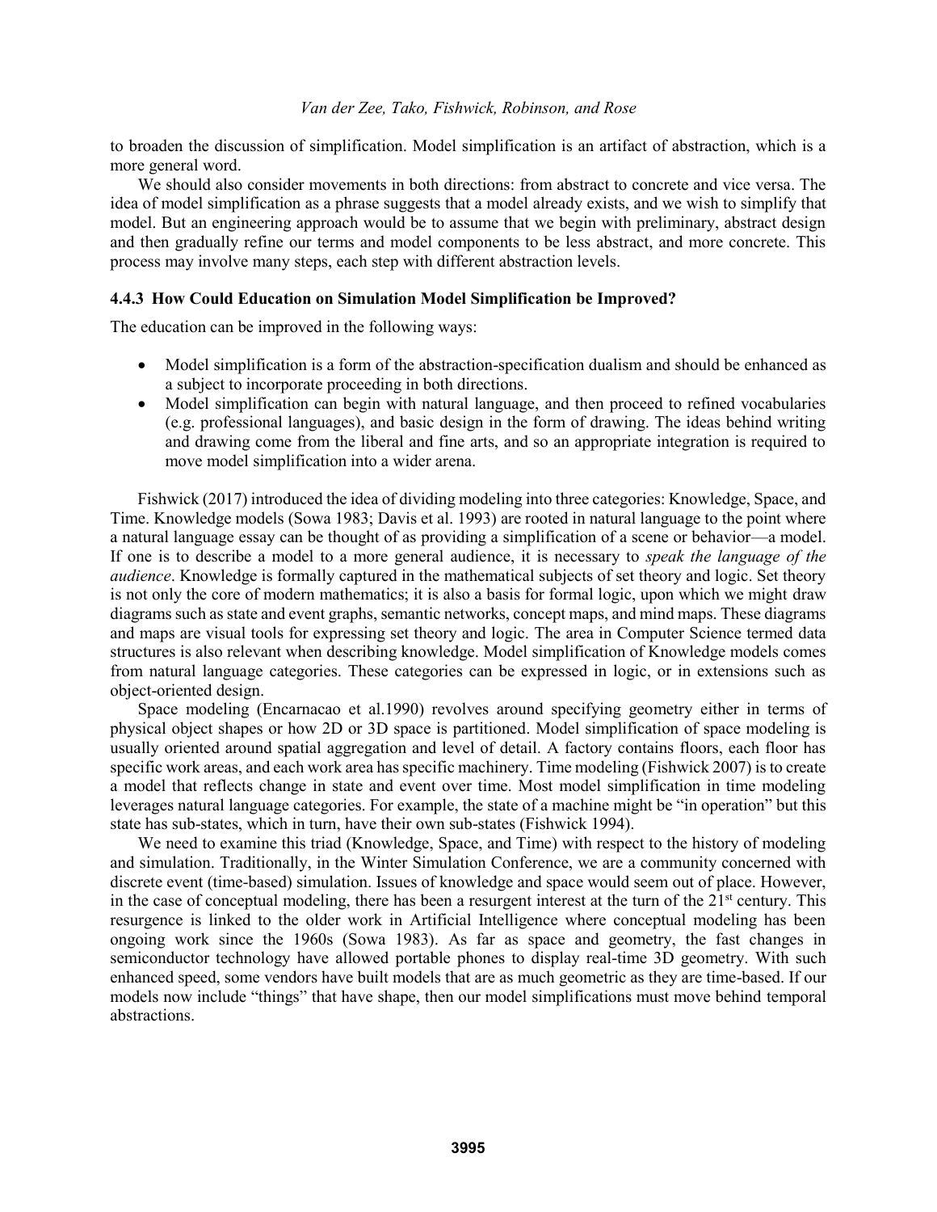to broaden the discussion of simplification. Model simplification is an artifact of abstraction, which is a more general word.

We should also consider movements in both directions: from abstract to concrete and vice versa. The idea of model simplification as a phrase suggests that a model already exists, and we wish to simplify that model. But an engineering approach would be to assume that we begin with preliminary, abstract design and then gradually refine our terms and model components to be less abstract, and more concrete. This process may involve many steps, each step with different abstraction levels.

#### 4.4.3 How Could Education on Simulation Model Simplification be Improved?

The education can be improved in the following ways:

- Model simplification is a form of the abstraction-specification dualism and should be enhanced as a subject to incorporate proceeding in both directions.
- Model simplification can begin with natural language, and then proceed to refined vocabularies (e.g. professional languages), and basic design in the form of drawing. The ideas behind writing and drawing come from the liberal and fine arts, and so an appropriate integration is required to move model simplification into a wider arena.

Fishwick (2017) introduced the idea of dividing modeling into three categories: Knowledge, Space, and Time. Knowledge models (Sowa 1983; Davis et al. 1993) are rooted in natural language to the point where a natural language essay can be thought of as providing a simplification of a scene or behavior—a model. If one is to describe a model to a more general audience, it is necessary to *speak the language of the audience*. Knowledge is formally captured in the mathematical subjects of set theory and logic. Set theory is not only the core of modern mathematics; it is also a basis for formal logic, upon which we might draw diagrams such as state and event graphs, semantic networks, concept maps, and mind maps. These diagrams and maps are visual tools for expressing set theory and logic. The area in Computer Science termed data structures is also relevant when describing knowledge. Model simplification of Knowledge models comes from natural language categories. These categories can be expressed in logic, or in extensions such as object-oriented design.

Space modeling (Encarnacao et al.1990) revolves around specifying geometry either in terms of physical object shapes or how 2D or 3D space is partitioned. Model simplification of space modeling is usually oriented around spatial aggregation and level of detail. A factory contains floors, each floor has specific work areas, and each work area has specific machinery. Time modeling (Fishwick 2007) is to create a model that reflects change in state and event over time. Most model simplification in time modeling leverages natural language categories. For example, the state of a machine might be "in operation" but this state has sub-states, which in turn, have their own sub-states (Fishwick 1994).

We need to examine this triad (Knowledge, Space, and Time) with respect to the history of modeling and simulation. Traditionally, in the Winter Simulation Conference, we are a community concerned with discrete event (time-based) simulation. Issues of knowledge and space would seem out of place. However, in the case of conceptual modeling, there has been a resurgent interest at the turn of the 21st century. This resurgence is linked to the older work in Artificial Intelligence where conceptual modeling has been ongoing work since the 1960s (Sowa 1983). As far as space and geometry, the fast changes in semiconductor technology have allowed portable phones to display real-time 3D geometry. With such enhanced speed, some vendors have built models that are as much geometric as they are time-based. If our models now include "things" that have shape, then our model simplifications must move behind temporal abstractions.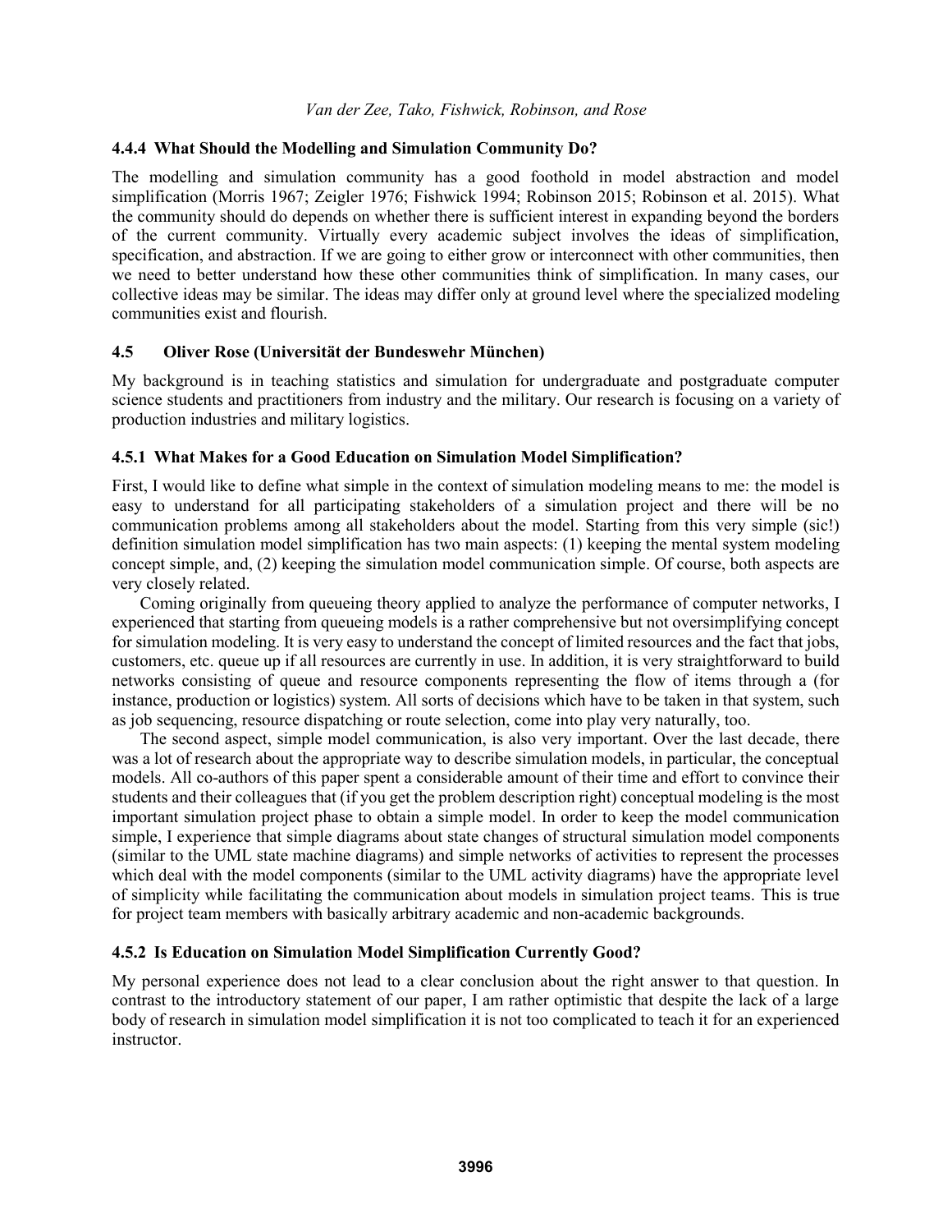#### 4.4.4 What Should the Modelling and Simulation Community Do?

The modelling and simulation community has a good foothold in model abstraction and model simplification (Morris 1967; Zeigler 1976; Fishwick 1994; Robinson 2015; Robinson et al. 2015). What the community should do depends on whether there is sufficient interest in expanding beyond the borders of the current community. Virtually every academic subject involves the ideas of simplification, specification, and abstraction. If we are going to either grow or interconnect with other communities, then we need to better understand how these other communities think of simplification. In many cases, our collective ideas may be similar. The ideas may differ only at ground level where the specialized modeling communities exist and flourish.

### 4.5 Oliver Rose (Universität der Bundeswehr München)

My background is in teaching statistics and simulation for undergraduate and postgraduate computer science students and practitioners from industry and the military. Our research is focusing on a variety of production industries and military logistics.

#### 4.5.1 What Makes for a Good Education on Simulation Model Simplification?

First, I would like to define what simple in the context of simulation modeling means to me: the model is easy to understand for all participating stakeholders of a simulation project and there will be no communication problems among all stakeholders about the model. Starting from this very simple (sic!) definition simulation model simplification has two main aspects: (1) keeping the mental system modeling concept simple, and, (2) keeping the simulation model communication simple. Of course, both aspects are very closely related.

Coming originally from queueing theory applied to analyze the performance of computer networks, I experienced that starting from queueing models is a rather comprehensive but not oversimplifying concept for simulation modeling. It is very easy to understand the concept of limited resources and the fact that jobs, customers, etc. queue up if all resources are currently in use. In addition, it is very straightforward to build networks consisting of queue and resource components representing the flow of items through a (for instance, production or logistics) system. All sorts of decisions which have to be taken in that system, such as job sequencing, resource dispatching or route selection, come into play very naturally, too.

The second aspect, simple model communication, is also very important. Over the last decade, there was a lot of research about the appropriate way to describe simulation models, in particular, the conceptual models. All co-authors of this paper spent a considerable amount of their time and effort to convince their students and their colleagues that (if you get the problem description right) conceptual modeling is the most important simulation project phase to obtain a simple model. In order to keep the model communication simple, I experience that simple diagrams about state changes of structural simulation model components (similar to the UML state machine diagrams) and simple networks of activities to represent the processes which deal with the model components (similar to the UML activity diagrams) have the appropriate level of simplicity while facilitating the communication about models in simulation project teams. This is true for project team members with basically arbitrary academic and non-academic backgrounds.

#### 4.5.2 Is Education on Simulation Model Simplification Currently Good?

My personal experience does not lead to a clear conclusion about the right answer to that question. In contrast to the introductory statement of our paper, I am rather optimistic that despite the lack of a large body of research in simulation model simplification it is not too complicated to teach it for an experienced instructor.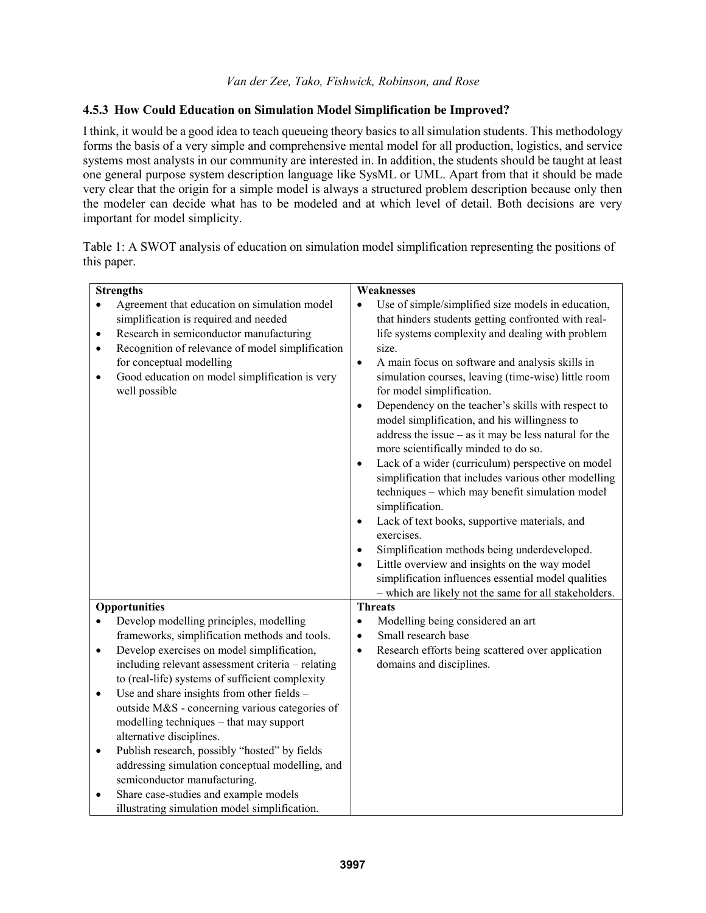### 4.5.3 How Could Education on Simulation Model Simplification be Improved?

I think, it would be a good idea to teach queueing theory basics to all simulation students. This methodology forms the basis of a very simple and comprehensive mental model for all production, logistics, and service systems most analysts in our community are interested in. In addition, the students should be taught at least one general purpose system description language like SysML or UML. Apart from that it should be made very clear that the origin for a simple model is always a structured problem description because only then the modeler can decide what has to be modeled and at which level of detail. Both decisions are very important for model simplicity.

Table 1: A SWOT analysis of education on simulation model simplification representing the positions of this paper.

| **Strengths** | **Weaknesses** |
|---|---|
| • Agreement that education on simulation model simplification is required and needed<br>• Research in semiconductor manufacturing<br>• Recognition of relevance of model simplification for conceptual modelling<br>• Good education on model simplification is very well possible | • Use of simple/simplified size models in education, that hinders students getting confronted with real-life systems complexity and dealing with problem size.<br>• A main focus on software and analysis skills in simulation courses, leaving (time-wise) little room for model simplification.<br>• Dependency on the teacher's skills with respect to model simplification, and his willingness to address the issue – as it may be less natural for the more scientifically minded to do so.<br>• Lack of a wider (curriculum) perspective on model simplification that includes various other modelling techniques – which may benefit simulation model simplification.<br>• Lack of text books, supportive materials, and exercises.<br>• Simplification methods being underdeveloped.<br>• Little overview and insights on the way model simplification influences essential model qualities – which are likely not the same for all stakeholders. |
| **Opportunities** | **Threats** |
| • Develop modelling principles, modelling frameworks, simplification methods and tools.<br>• Develop exercises on model simplification, including relevant assessment criteria – relating to (real-life) systems of sufficient complexity<br>• Use and share insights from other fields – outside M&S - concerning various categories of modelling techniques – that may support alternative disciplines.<br>• Publish research, possibly "hosted" by fields addressing simulation conceptual modelling, and semiconductor manufacturing.<br>• Share case-studies and example models illustrating simulation model simplification. | • Modelling being considered an art<br>• Small research base<br>• Research efforts being scattered over application domains and disciplines. |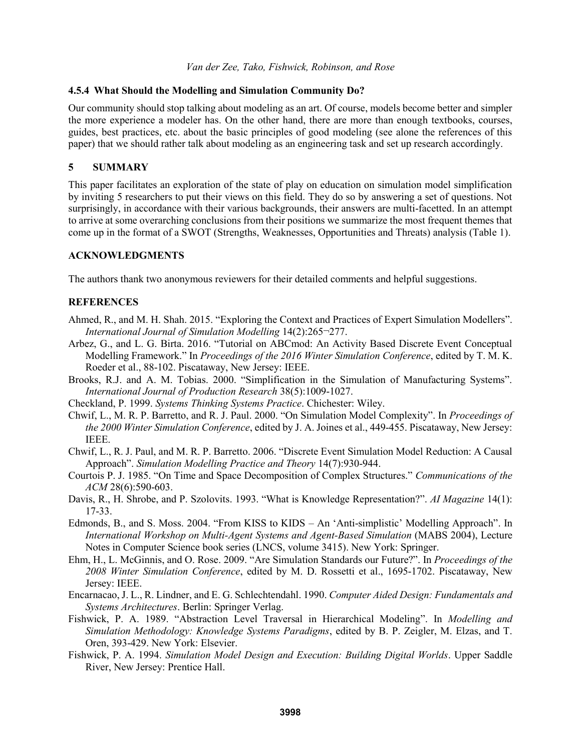### 4.5.4 What Should the Modelling and Simulation Community Do?

Our community should stop talking about modeling as an art. Of course, models become better and simpler the more experience a modeler has. On the other hand, there are more than enough textbooks, courses, guides, best practices, etc. about the basic principles of good modeling (see alone the references of this paper) that we should rather talk about modeling as an engineering task and set up research accordingly.

## 5 SUMMARY

This paper facilitates an exploration of the state of play on education on simulation model simplification by inviting 5 researchers to put their views on this field. They do so by answering a set of questions. Not surprisingly, in accordance with their various backgrounds, their answers are multi-facetted. In an attempt to arrive at some overarching conclusions from their positions we summarize the most frequent themes that come up in the format of a SWOT (Strengths, Weaknesses, Opportunities and Threats) analysis (Table 1).

## ACKNOWLEDGMENTS

The authors thank two anonymous reviewers for their detailed comments and helpful suggestions.

## REFERENCES

Ahmed, R., and M. H. Shah. 2015. "Exploring the Context and Practices of Expert Simulation Modellers". *International Journal of Simulation Modelling* 14(2):265¬277.

Arbez, G., and L. G. Birta. 2016. "Tutorial on ABCmod: An Activity Based Discrete Event Conceptual Modelling Framework." In *Proceedings of the 2016 Winter Simulation Conference*, edited by T. M. K. Roeder et al., 88-102. Piscataway, New Jersey: IEEE.

Brooks, R.J. and A. M. Tobias. 2000. "Simplification in the Simulation of Manufacturing Systems". *International Journal of Production Research* 38(5):1009-1027.

Checkland, P. 1999. *Systems Thinking Systems Practice*. Chichester: Wiley.

Chwif, L., M. R. P. Barretto, and R. J. Paul. 2000. "On Simulation Model Complexity". In *Proceedings of the 2000 Winter Simulation Conference*, edited by J. A. Joines et al., 449-455. Piscataway, New Jersey: IEEE.

Chwif, L., R. J. Paul, and M. R. P. Barretto. 2006. "Discrete Event Simulation Model Reduction: A Causal Approach". *Simulation Modelling Practice and Theory* 14(7):930-944.

Courtois P. J. 1985. "On Time and Space Decomposition of Complex Structures." *Communications of the ACM* 28(6):590-603.

Davis, R., H. Shrobe, and P. Szolovits. 1993. "What is Knowledge Representation?". *AI Magazine* 14(1): 17-33.

Edmonds, B., and S. Moss. 2004. "From KISS to KIDS – An 'Anti-simplistic' Modelling Approach". In *International Workshop on Multi-Agent Systems and Agent-Based Simulation* (MABS 2004), Lecture Notes in Computer Science book series (LNCS, volume 3415). New York: Springer.

Ehm, H., L. McGinnis, and O. Rose. 2009. "Are Simulation Standards our Future?". In *Proceedings of the 2008 Winter Simulation Conference*, edited by M. D. Rossetti et al., 1695-1702. Piscataway, New Jersey: IEEE.

Encarnacao, J. L., R. Lindner, and E. G. Schlechtendahl. 1990. *Computer Aided Design: Fundamentals and Systems Architectures*. Berlin: Springer Verlag.

Fishwick, P. A. 1989. "Abstraction Level Traversal in Hierarchical Modeling". In *Modelling and Simulation Methodology: Knowledge Systems Paradigms*, edited by B. P. Zeigler, M. Elzas, and T. Oren, 393-429. New York: Elsevier.

Fishwick, P. A. 1994. *Simulation Model Design and Execution: Building Digital Worlds*. Upper Saddle River, New Jersey: Prentice Hall.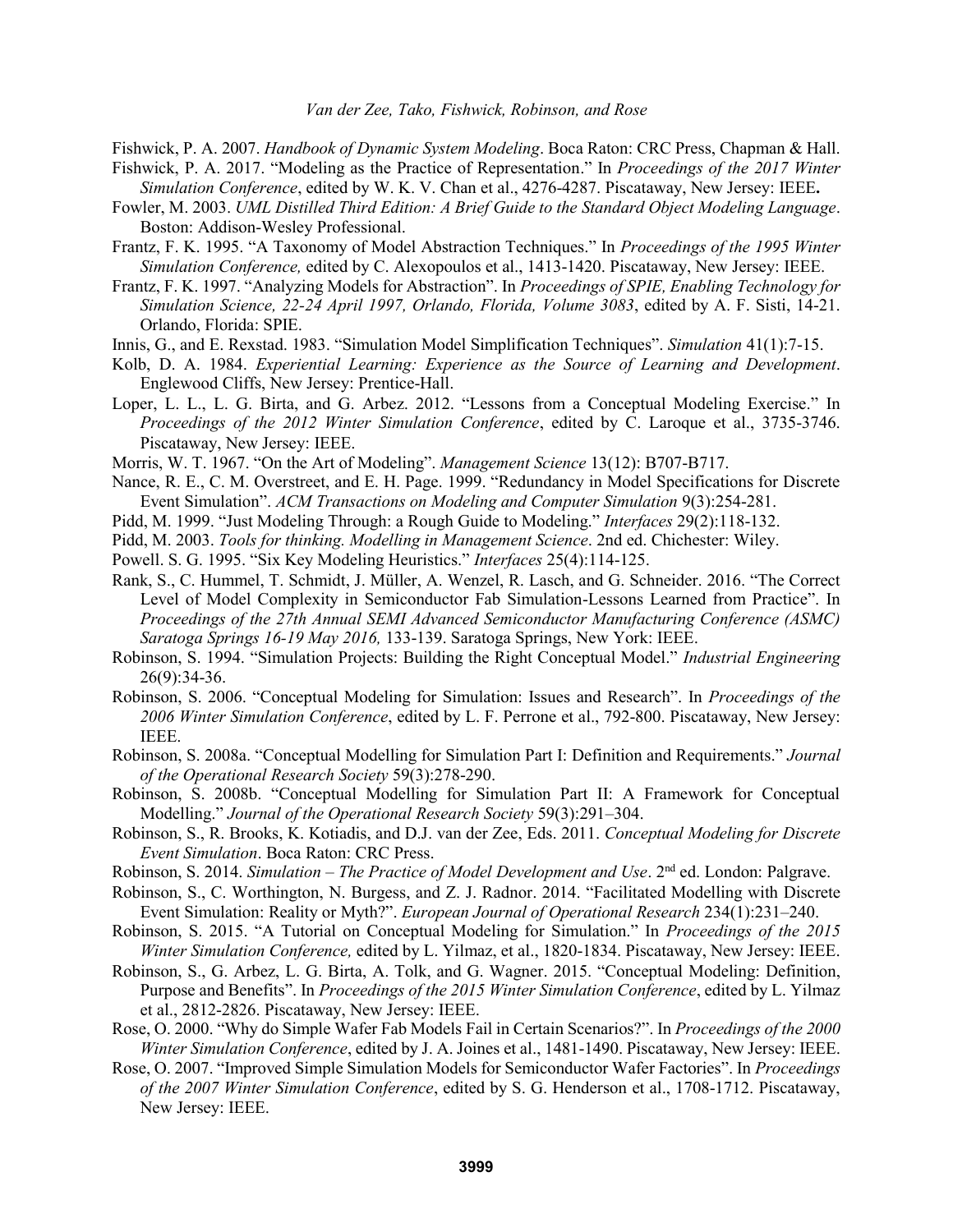Fishwick, P. A. 2007. *Handbook of Dynamic System Modeling*. Boca Raton: CRC Press, Chapman & Hall.

Fishwick, P. A. 2017. "Modeling as the Practice of Representation." In *Proceedings of the 2017 Winter Simulation Conference*, edited by W. K. V. Chan et al., 4276-4287. Piscataway, New Jersey: IEEE**.**

Fowler, M. 2003. *UML Distilled Third Edition: A Brief Guide to the Standard Object Modeling Language*. Boston: Addison-Wesley Professional.

Frantz, F. K. 1995. "A Taxonomy of Model Abstraction Techniques." In *Proceedings of the 1995 Winter Simulation Conference,* edited by C. Alexopoulos et al., 1413-1420. Piscataway, New Jersey: IEEE.

Frantz, F. K. 1997. "Analyzing Models for Abstraction". In *Proceedings of SPIE, Enabling Technology for Simulation Science, 22-24 April 1997, Orlando, Florida, Volume 3083*, edited by A. F. Sisti, 14-21. Orlando, Florida: SPIE.

Innis, G., and E. Rexstad. 1983. "Simulation Model Simplification Techniques". *Simulation* 41(1):7-15.

Kolb, D. A. 1984. *Experiential Learning: Experience as the Source of Learning and Development*. Englewood Cliffs, New Jersey: Prentice-Hall.

Loper, L. L., L. G. Birta, and G. Arbez. 2012. "Lessons from a Conceptual Modeling Exercise." In *Proceedings of the 2012 Winter Simulation Conference*, edited by C. Laroque et al., 3735-3746. Piscataway, New Jersey: IEEE.

Morris, W. T. 1967. "On the Art of Modeling". *Management Science* 13(12): B707-B717.

Nance, R. E., C. M. Overstreet, and E. H. Page. 1999. "Redundancy in Model Specifications for Discrete Event Simulation". *ACM Transactions on Modeling and Computer Simulation* 9(3):254-281.

Pidd, M. 1999. "Just Modeling Through: a Rough Guide to Modeling." *Interfaces* 29(2):118-132.

Pidd, M. 2003. *Tools for thinking. Modelling in Management Science*. 2nd ed. Chichester: Wiley.

Powell. S. G. 1995. "Six Key Modeling Heuristics." *Interfaces* 25(4):114-125.

Rank, S., C. Hummel, T. Schmidt, J. Müller, A. Wenzel, R. Lasch, and G. Schneider. 2016. "The Correct Level of Model Complexity in Semiconductor Fab Simulation-Lessons Learned from Practice". In *Proceedings of the 27th Annual SEMI Advanced Semiconductor Manufacturing Conference (ASMC) Saratoga Springs 16-19 May 2016,* 133-139. Saratoga Springs, New York: IEEE.

Robinson, S. 1994. "Simulation Projects: Building the Right Conceptual Model." *Industrial Engineering* 26(9):34-36.

Robinson, S. 2006. "Conceptual Modeling for Simulation: Issues and Research". In *Proceedings of the 2006 Winter Simulation Conference*, edited by L. F. Perrone et al., 792-800. Piscataway, New Jersey: IEEE.

Robinson, S. 2008a. "Conceptual Modelling for Simulation Part I: Definition and Requirements." *Journal of the Operational Research Society* 59(3):278-290.

Robinson, S. 2008b. "Conceptual Modelling for Simulation Part II: A Framework for Conceptual Modelling." *Journal of the Operational Research Society* 59(3):291–304.

Robinson, S., R. Brooks, K. Kotiadis, and D.J. van der Zee, Eds. 2011. *Conceptual Modeling for Discrete Event Simulation*. Boca Raton: CRC Press.

Robinson, S. 2014. *Simulation – The Practice of Model Development and Use*. 2nd ed. London: Palgrave.

Robinson, S., C. Worthington, N. Burgess, and Z. J. Radnor. 2014. "Facilitated Modelling with Discrete Event Simulation: Reality or Myth?". *European Journal of Operational Research* 234(1):231–240.

Robinson, S. 2015. "A Tutorial on Conceptual Modeling for Simulation." In *Proceedings of the 2015 Winter Simulation Conference,* edited by L. Yilmaz, et al., 1820-1834. Piscataway, New Jersey: IEEE.

Robinson, S., G. Arbez, L. G. Birta, A. Tolk, and G. Wagner. 2015. "Conceptual Modeling: Definition, Purpose and Benefits". In *Proceedings of the 2015 Winter Simulation Conference*, edited by L. Yilmaz et al., 2812-2826. Piscataway, New Jersey: IEEE.

Rose, O. 2000. "Why do Simple Wafer Fab Models Fail in Certain Scenarios?". In *Proceedings of the 2000 Winter Simulation Conference*, edited by J. A. Joines et al., 1481-1490. Piscataway, New Jersey: IEEE.

Rose, O. 2007. "Improved Simple Simulation Models for Semiconductor Wafer Factories". In *Proceedings of the 2007 Winter Simulation Conference*, edited by S. G. Henderson et al., 1708-1712. Piscataway, New Jersey: IEEE.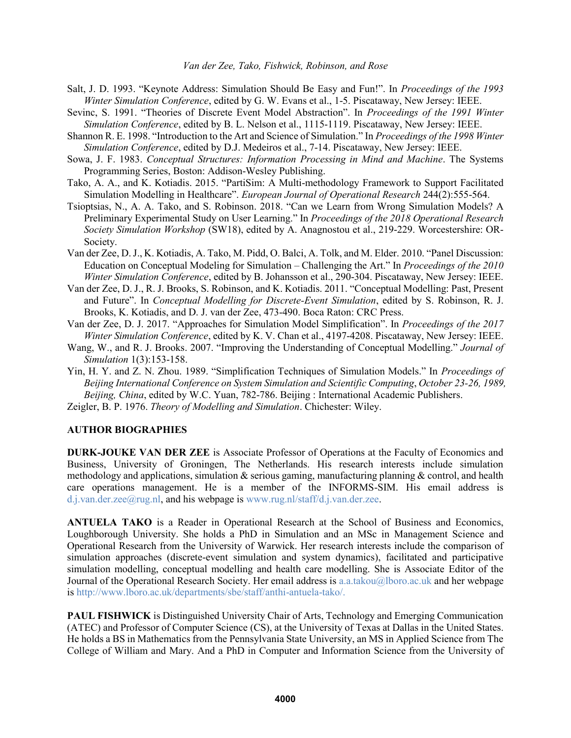Salt, J. D. 1993. "Keynote Address: Simulation Should Be Easy and Fun!". In *Proceedings of the 1993 Winter Simulation Conference*, edited by G. W. Evans et al., 1-5. Piscataway, New Jersey: IEEE.

Sevinc, S. 1991. "Theories of Discrete Event Model Abstraction". In *Proceedings of the 1991 Winter Simulation Conference*, edited by B. L. Nelson et al., 1115-1119. Piscataway, New Jersey: IEEE.

Shannon R. E. 1998. "Introduction to the Art and Science of Simulation." In *Proceedings of the 1998 Winter Simulation Conference*, edited by D.J. Medeiros et al., 7-14. Piscataway, New Jersey: IEEE.

Sowa, J. F. 1983. *Conceptual Structures: Information Processing in Mind and Machine*. The Systems Programming Series, Boston: Addison-Wesley Publishing.

Tako, A. A., and K. Kotiadis. 2015. "PartiSim: A Multi-methodology Framework to Support Facilitated Simulation Modelling in Healthcare". *European Journal of Operational Research* 244(2):555-564.

Tsioptsias, N., A. A. Tako, and S. Robinson. 2018. "Can we Learn from Wrong Simulation Models? A Preliminary Experimental Study on User Learning." In *Proceedings of the 2018 Operational Research Society Simulation Workshop* (SW18), edited by A. Anagnostou et al., 219-229. Worcestershire: OR-Society.

Van der Zee, D. J., K. Kotiadis, A. Tako, M. Pidd, O. Balci, A. Tolk, and M. Elder. 2010. "Panel Discussion: Education on Conceptual Modeling for Simulation – Challenging the Art." In *Proceedings of the 2010 Winter Simulation Conference*, edited by B. Johansson et al., 290-304. Piscataway, New Jersey: IEEE.

Van der Zee, D. J., R. J. Brooks, S. Robinson, and K. Kotiadis. 2011. "Conceptual Modelling: Past, Present and Future". In *Conceptual Modelling for Discrete-Event Simulation*, edited by S. Robinson, R. J. Brooks, K. Kotiadis, and D. J. van der Zee, 473-490. Boca Raton: CRC Press.

Van der Zee, D. J. 2017. "Approaches for Simulation Model Simplification". In *Proceedings of the 2017 Winter Simulation Conference*, edited by K. V. Chan et al., 4197-4208. Piscataway, New Jersey: IEEE.

Wang, W., and R. J. Brooks. 2007. "Improving the Understanding of Conceptual Modelling." *Journal of Simulation* 1(3):153-158.

Yin, H. Y. and Z. N. Zhou. 1989. "Simplification Techniques of Simulation Models." In *Proceedings of Beijing International Conference on System Simulation and Scientific Computing*, *October 23-26, 1989, Beijing, China*, edited by W.C. Yuan, 782-786. Beijing : International Academic Publishers.

Zeigler, B. P. 1976. *Theory of Modelling and Simulation*. Chichester: Wiley.

## AUTHOR BIOGRAPHIES

**DURK-JOUKE VAN DER ZEE** is Associate Professor of Operations at the Faculty of Economics and Business, University of Groningen, The Netherlands. His research interests include simulation methodology and applications, simulation & serious gaming, manufacturing planning & control, and health care operations management. He is a member of the INFORMS-SIM. His email address is d.j.van.der.zee@rug.nl, and his webpage is www.rug.nl/staff/d.j.van.der.zee.

**ANTUELA TAKO** is a Reader in Operational Research at the School of Business and Economics, Loughborough University. She holds a PhD in Simulation and an MSc in Management Science and Operational Research from the University of Warwick. Her research interests include the comparison of simulation approaches (discrete-event simulation and system dynamics), facilitated and participative simulation modelling, conceptual modelling and health care modelling. She is Associate Editor of the Journal of the Operational Research Society. Her email address is a.a.takou@lboro.ac.uk and her webpage is http://www.lboro.ac.uk/departments/sbe/staff/anthi-antuela-tako/.

**PAUL FISHWICK** is Distinguished University Chair of Arts, Technology and Emerging Communication (ATEC) and Professor of Computer Science (CS), at the University of Texas at Dallas in the United States. He holds a BS in Mathematics from the Pennsylvania State University, an MS in Applied Science from The College of William and Mary. And a PhD in Computer and Information Science from the University of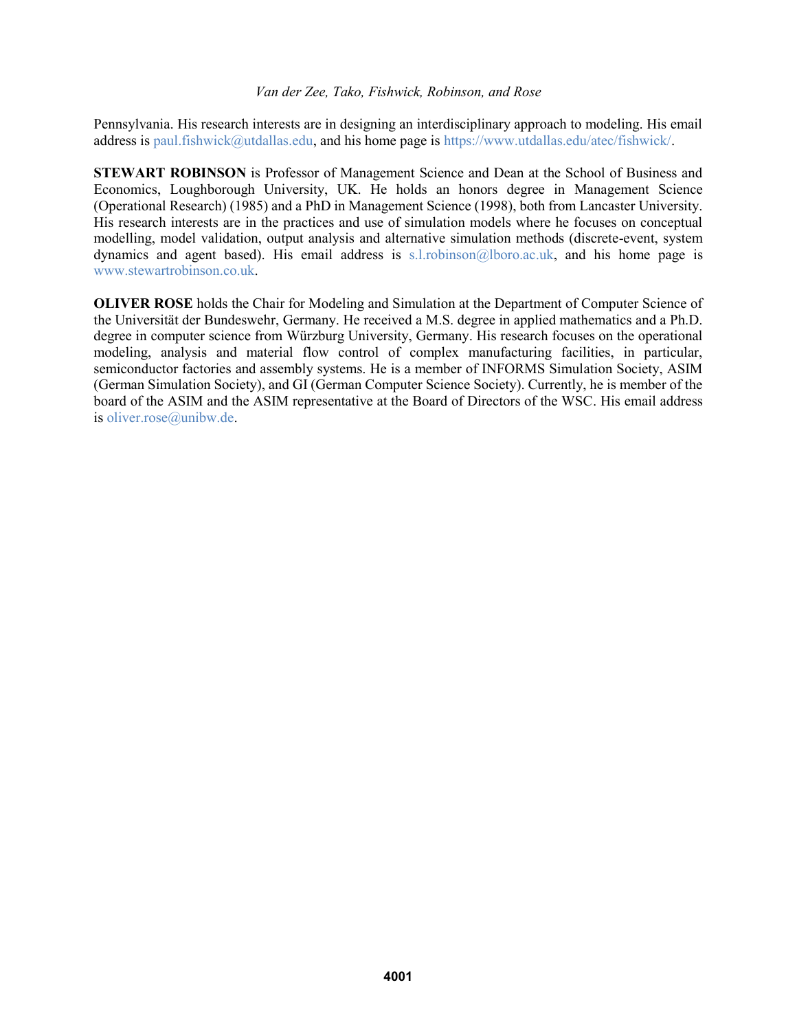Pennsylvania. His research interests are in designing an interdisciplinary approach to modeling. His email address is paul.fishwick@utdallas.edu, and his home page is https://www.utdallas.edu/atec/fishwick/.

**STEWART ROBINSON** is Professor of Management Science and Dean at the School of Business and Economics, Loughborough University, UK. He holds an honors degree in Management Science (Operational Research) (1985) and a PhD in Management Science (1998), both from Lancaster University. His research interests are in the practices and use of simulation models where he focuses on conceptual modelling, model validation, output analysis and alternative simulation methods (discrete-event, system dynamics and agent based). His email address is s.l.robinson@lboro.ac.uk, and his home page is www.stewartrobinson.co.uk.

**OLIVER ROSE** holds the Chair for Modeling and Simulation at the Department of Computer Science of the Universität der Bundeswehr, Germany. He received a M.S. degree in applied mathematics and a Ph.D. degree in computer science from Würzburg University, Germany. His research focuses on the operational modeling, analysis and material flow control of complex manufacturing facilities, in particular, semiconductor factories and assembly systems. He is a member of INFORMS Simulation Society, ASIM (German Simulation Society), and GI (German Computer Science Society). Currently, he is member of the board of the ASIM and the ASIM representative at the Board of Directors of the WSC. His email address is oliver.rose@unibw.de.